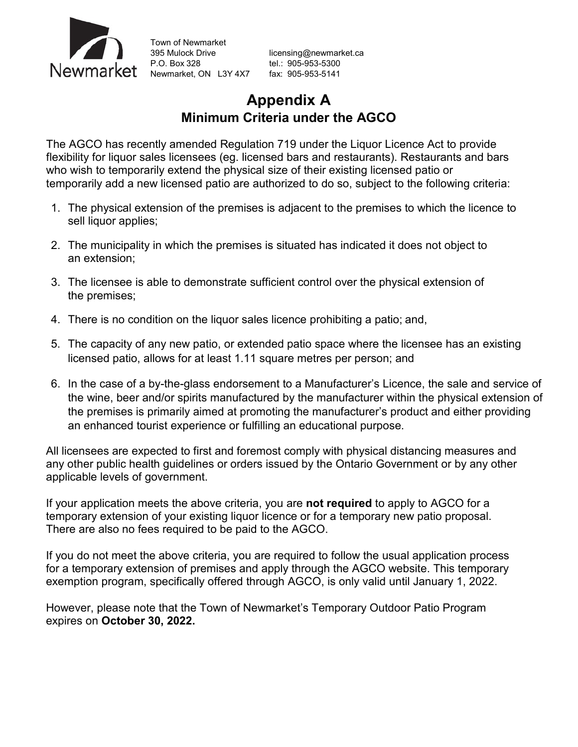Newmarket

Town of Newmarket
395 Mulock Drive
P.O. Box 328
Newmarket, ON L3Y 4X7

licensing@newmarket.ca
tel.: 905-953-5300
fax: 905-953-5141

# Appendix A
## Minimum Criteria under the AGCO

The AGCO has recently amended Regulation 719 under the Liquor Licence Act to provide flexibility for liquor sales licensees (eg. licensed bars and restaurants). Restaurants and bars who wish to temporarily extend the physical size of their existing licensed patio or temporarily add a new licensed patio are authorized to do so, subject to the following criteria:

1. The physical extension of the premises is adjacent to the premises to which the licence to sell liquor applies;
2. The municipality in which the premises is situated has indicated it does not object to an extension;
3. The licensee is able to demonstrate sufficient control over the physical extension of the premises;
4. There is no condition on the liquor sales licence prohibiting a patio; and,
5. The capacity of any new patio, or extended patio space where the licensee has an existing licensed patio, allows for at least 1.11 square metres per person; and
6. In the case of a by-the-glass endorsement to a Manufacturer's Licence, the sale and service of the wine, beer and/or spirits manufactured by the manufacturer within the physical extension of the premises is primarily aimed at promoting the manufacturer's product and either providing an enhanced tourist experience or fulfilling an educational purpose.

All licensees are expected to first and foremost comply with physical distancing measures and any other public health guidelines or orders issued by the Ontario Government or by any other applicable levels of government.

If your application meets the above criteria, you are **not required** to apply to AGCO for a temporary extension of your existing liquor licence or for a temporary new patio proposal. There are also no fees required to be paid to the AGCO.

If you do not meet the above criteria, you are required to follow the usual application process for a temporary extension of premises and apply through the AGCO website. This temporary exemption program, specifically offered through AGCO, is only valid until January 1, 2022.

However, please note that the Town of Newmarket's Temporary Outdoor Patio Program expires on **October 30, 2022.**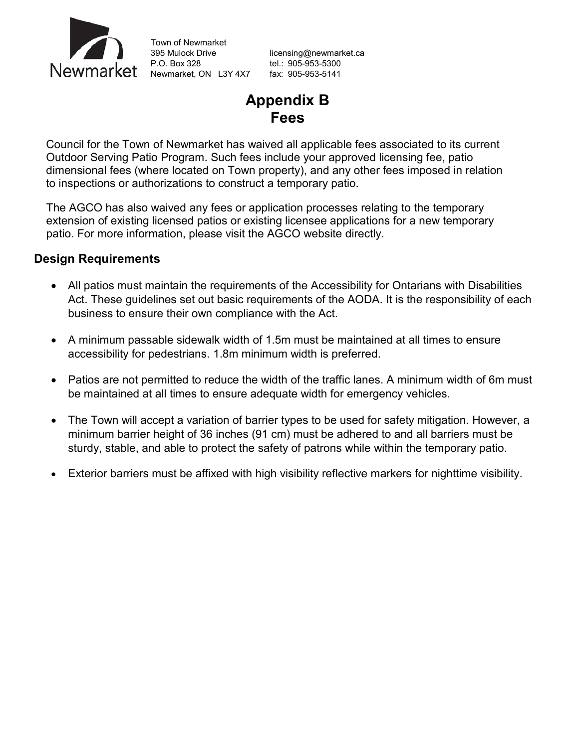Town of Newmarket
395 Mulock Drive
P.O. Box 328
Newmarket, ON L3Y 4X7

licensing@newmarket.ca
tel.: 905-953-5300
fax: 905-953-5141

# Appendix B
# Fees

Council for the Town of Newmarket has waived all applicable fees associated to its current Outdoor Serving Patio Program. Such fees include your approved licensing fee, patio dimensional fees (where located on Town property), and any other fees imposed in relation to inspections or authorizations to construct a temporary patio.

The AGCO has also waived any fees or application processes relating to the temporary extension of existing licensed patios or existing licensee applications for a new temporary patio. For more information, please visit the AGCO website directly.

## Design Requirements

- All patios must maintain the requirements of the Accessibility for Ontarians with Disabilities Act. These guidelines set out basic requirements of the AODA. It is the responsibility of each business to ensure their own compliance with the Act.
- A minimum passable sidewalk width of 1.5m must be maintained at all times to ensure accessibility for pedestrians. 1.8m minimum width is preferred.
- Patios are not permitted to reduce the width of the traffic lanes. A minimum width of 6m must be maintained at all times to ensure adequate width for emergency vehicles.
- The Town will accept a variation of barrier types to be used for safety mitigation. However, a minimum barrier height of 36 inches (91 cm) must be adhered to and all barriers must be sturdy, stable, and able to protect the safety of patrons while within the temporary patio.
- Exterior barriers must be affixed with high visibility reflective markers for nighttime visibility.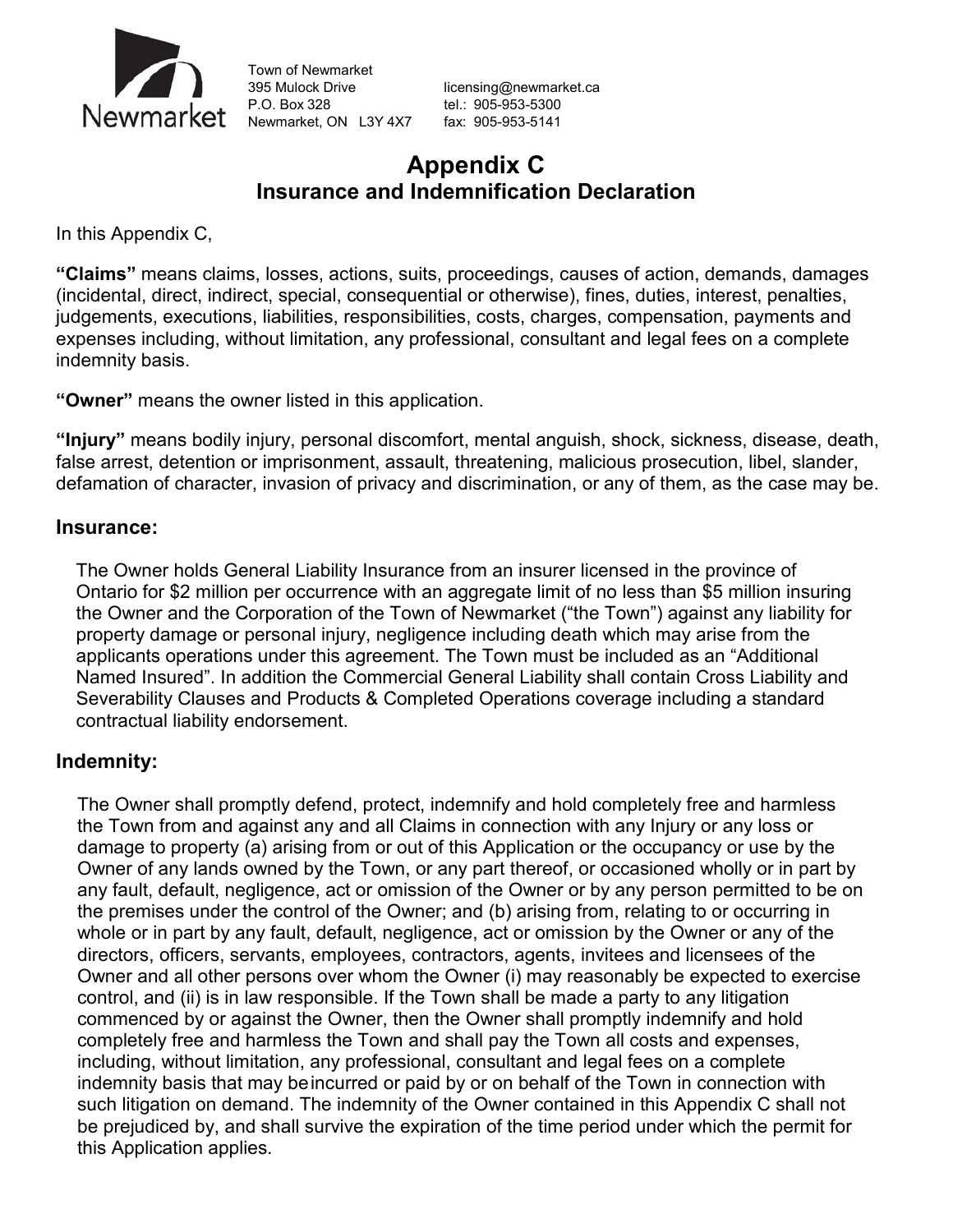Newmarket

Town of Newmarket
395 Mulock Drive
P.O. Box 328
Newmarket, ON L3Y 4X7

licensing@newmarket.ca
tel.: 905-953-5300
fax: 905-953-5141

# Appendix C
## Insurance and Indemnification Declaration

In this Appendix C,

**"Claims"** means claims, losses, actions, suits, proceedings, causes of action, demands, damages (incidental, direct, indirect, special, consequential or otherwise), fines, duties, interest, penalties, judgements, executions, liabilities, responsibilities, costs, charges, compensation, payments and expenses including, without limitation, any professional, consultant and legal fees on a complete indemnity basis.

**"Owner"** means the owner listed in this application.

**"Injury"** means bodily injury, personal discomfort, mental anguish, shock, sickness, disease, death, false arrest, detention or imprisonment, assault, threatening, malicious prosecution, libel, slander, defamation of character, invasion of privacy and discrimination, or any of them, as the case may be.

### Insurance:

The Owner holds General Liability Insurance from an insurer licensed in the province of Ontario for $2 million per occurrence with an aggregate limit of no less than $5 million insuring the Owner and the Corporation of the Town of Newmarket ("the Town") against any liability for property damage or personal injury, negligence including death which may arise from the applicants operations under this agreement. The Town must be included as an "Additional Named Insured". In addition the Commercial General Liability shall contain Cross Liability and Severability Clauses and Products & Completed Operations coverage including a standard contractual liability endorsement.

### Indemnity:

The Owner shall promptly defend, protect, indemnify and hold completely free and harmless the Town from and against any and all Claims in connection with any Injury or any loss or damage to property (a) arising from or out of this Application or the occupancy or use by the Owner of any lands owned by the Town, or any part thereof, or occasioned wholly or in part by any fault, default, negligence, act or omission of the Owner or by any person permitted to be on the premises under the control of the Owner; and (b) arising from, relating to or occurring in whole or in part by any fault, default, negligence, act or omission by the Owner or any of the directors, officers, servants, employees, contractors, agents, invitees and licensees of the Owner and all other persons over whom the Owner (i) may reasonably be expected to exercise control, and (ii) is in law responsible. If the Town shall be made a party to any litigation commenced by or against the Owner, then the Owner shall promptly indemnify and hold completely free and harmless the Town and shall pay the Town all costs and expenses, including, without limitation, any professional, consultant and legal fees on a complete indemnity basis that may be incurred or paid by or on behalf of the Town in connection with such litigation on demand. The indemnity of the Owner contained in this Appendix C shall not be prejudiced by, and shall survive the expiration of the time period under which the permit for this Application applies.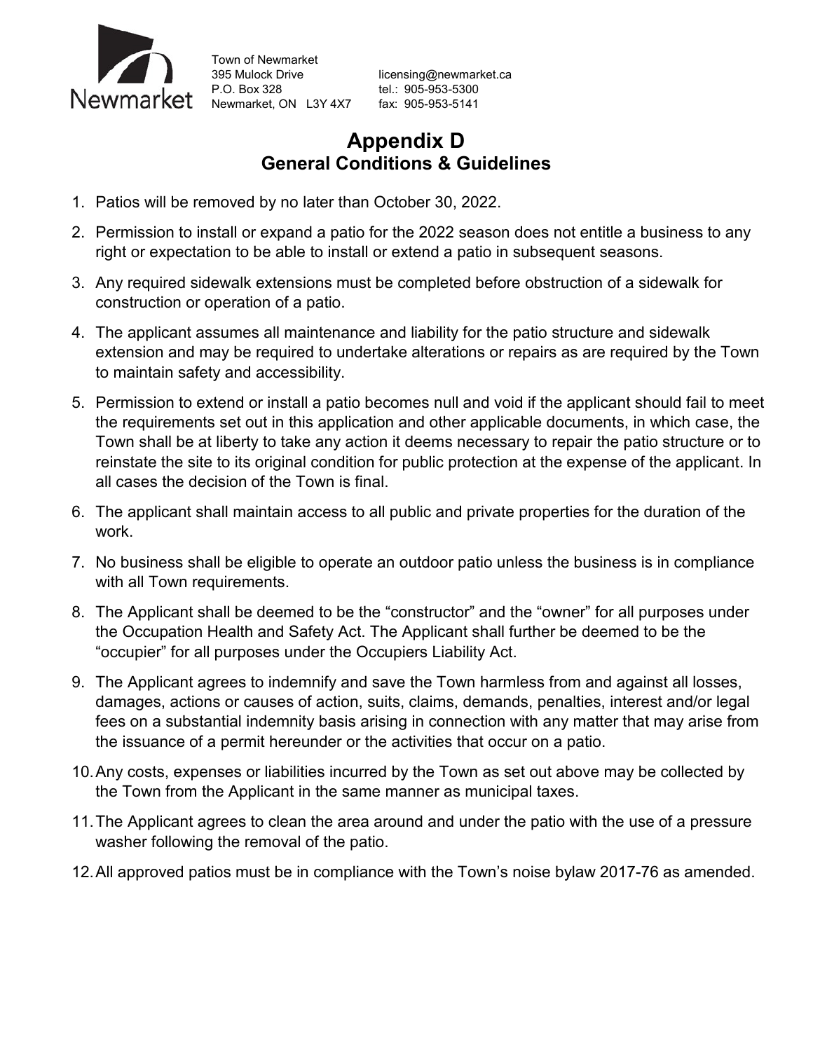Town of Newmarket
395 Mulock Drive
P.O. Box 328
Newmarket, ON L3Y 4X7

licensing@newmarket.ca
tel.: 905-953-5300
fax: 905-953-5141

# Appendix D
## General Conditions & Guidelines

1. Patios will be removed by no later than October 30, 2022.
2. Permission to install or expand a patio for the 2022 season does not entitle a business to any right or expectation to be able to install or extend a patio in subsequent seasons.
3. Any required sidewalk extensions must be completed before obstruction of a sidewalk for construction or operation of a patio.
4. The applicant assumes all maintenance and liability for the patio structure and sidewalk extension and may be required to undertake alterations or repairs as are required by the Town to maintain safety and accessibility.
5. Permission to extend or install a patio becomes null and void if the applicant should fail to meet the requirements set out in this application and other applicable documents, in which case, the Town shall be at liberty to take any action it deems necessary to repair the patio structure or to reinstate the site to its original condition for public protection at the expense of the applicant. In all cases the decision of the Town is final.
6. The applicant shall maintain access to all public and private properties for the duration of the work.
7. No business shall be eligible to operate an outdoor patio unless the business is in compliance with all Town requirements.
8. The Applicant shall be deemed to be the "constructor" and the "owner" for all purposes under the Occupation Health and Safety Act. The Applicant shall further be deemed to be the "occupier" for all purposes under the Occupiers Liability Act.
9. The Applicant agrees to indemnify and save the Town harmless from and against all losses, damages, actions or causes of action, suits, claims, demands, penalties, interest and/or legal fees on a substantial indemnity basis arising in connection with any matter that may arise from the issuance of a permit hereunder or the activities that occur on a patio.
10. Any costs, expenses or liabilities incurred by the Town as set out above may be collected by the Town from the Applicant in the same manner as municipal taxes.
11. The Applicant agrees to clean the area around and under the patio with the use of a pressure washer following the removal of the patio.
12. All approved patios must be in compliance with the Town's noise bylaw 2017-76 as amended.